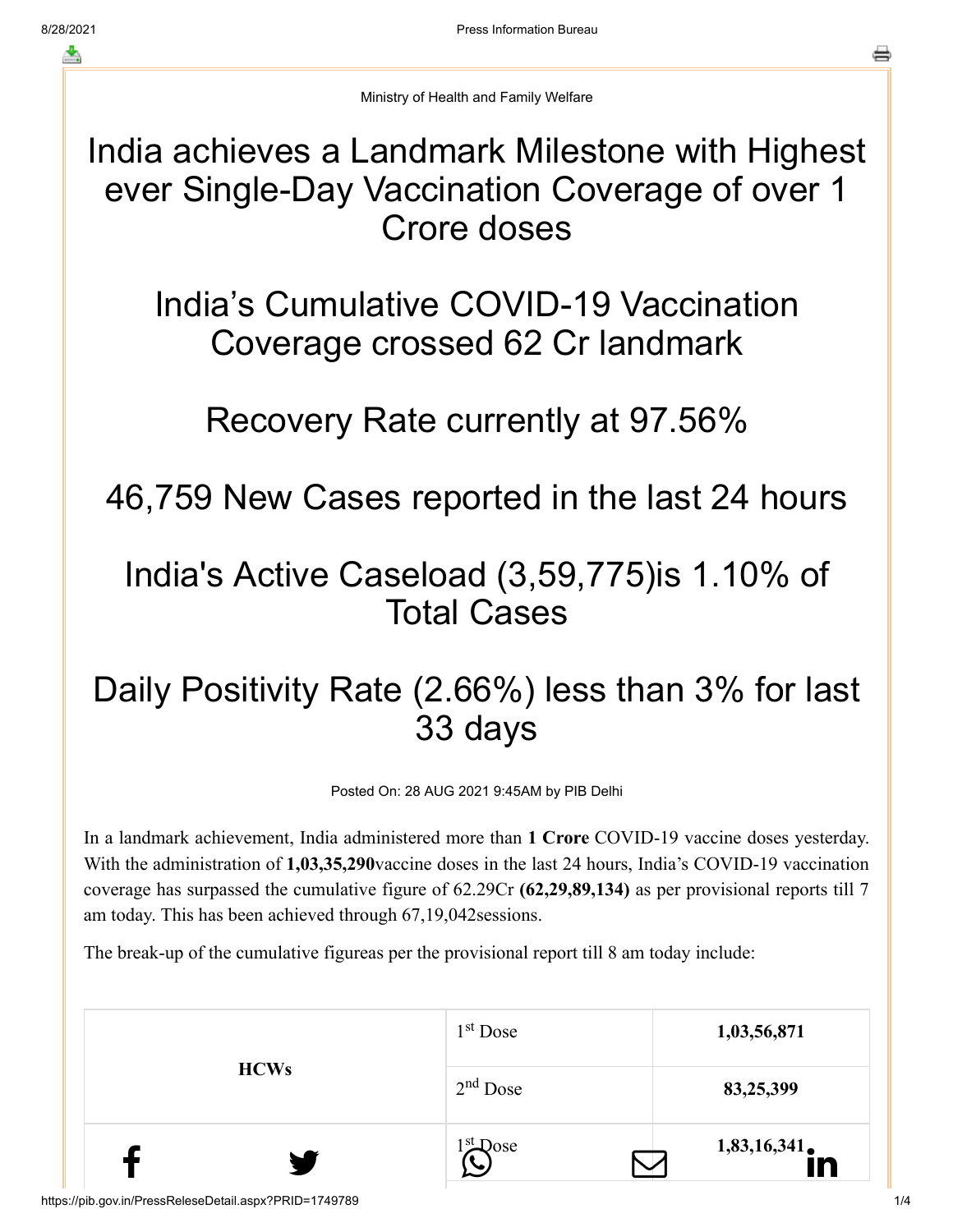Ministry of Health and Family Welfare

# India achieves a Landmark Milestone with Highest ever Single-Day Vaccination Coverage of over 1 Crore doses

# India's Cumulative COVID-19 Vaccination Coverage crossed 62 Cr landmark

# Recovery Rate currently at 97.56%

# 46,759 New Cases reported in the last 24 hours

# India's Active Caseload (3,59,775)is 1.10% of Total Cases

# Daily Positivity Rate (2.66%) less than 3% for last 33 days

Posted On: 28 AUG 2021 9:45AM by PIB Delhi

In a landmark achievement, India administered more than **1 Crore** COVID-19 vaccine doses yesterday. With the administration of **1,03,35,290**vaccine doses in the last 24 hours, India's COVID-19 vaccination coverage has surpassed the cumulative figure of 62.29Cr **(62,29,89,134)** as per provisional reports till 7 am today. This has been achieved through 67,19,042sessions.

The break-up of the cumulative figureas per the provisional report till 8 am today include:

| | | |
|---|---|---|
| **HCWs** | 1st Dose | **1,03,56,871** |
| | 2nd Dose | **83,25,399** |
| | 1st Dose | **1,83,16,341** |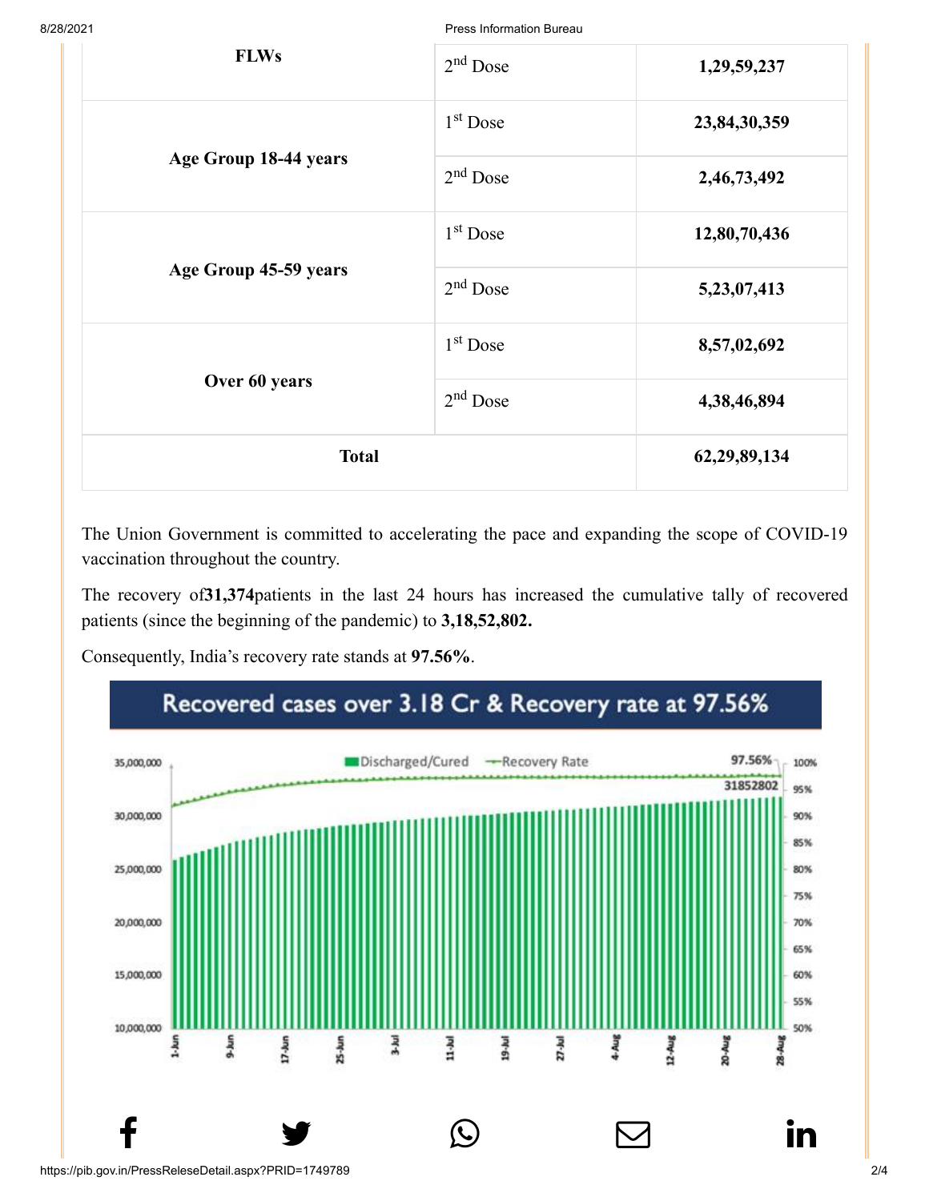| | | |
|---|---|---|
| **FLWs** | 2nd Dose | **1,29,59,237** |
| **Age Group 18-44 years** | 1st Dose | **23,84,30,359** |
| | 2nd Dose | **2,46,73,492** |
| **Age Group 45-59 years** | 1st Dose | **12,80,70,436** |
| | 2nd Dose | **5,23,07,413** |
| **Over 60 years** | 1st Dose | **8,57,02,692** |
| | 2nd Dose | **4,38,46,894** |
| **Total** | | **62,29,89,134** |

The Union Government is committed to accelerating the pace and expanding the scope of COVID-19 vaccination throughout the country.

The recovery of**31,374**patients in the last 24 hours has increased the cumulative tally of recovered patients (since the beginning of the pandemic) to **3,18,52,802.**

Consequently, India's recovery rate stands at **97.56%**.

Recovered cases over 3.18 Cr & Recovery rate at 97.56%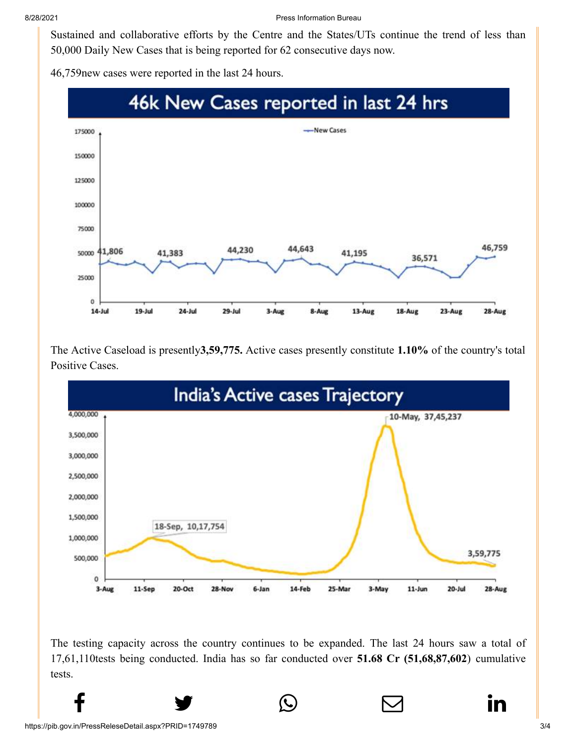Sustained and collaborative efforts by the Centre and the States/UTs continue the trend of less than 50,000 Daily New Cases that is being reported for 62 consecutive days now.

46,759new cases were reported in the last 24 hours.

46k New Cases reported in last 24 hrs

The Active Caseload is presently**3,59,775.** Active cases presently constitute **1.10%** of the country's total Positive Cases.

India's Active cases Trajectory

The testing capacity across the country continues to be expanded. The last 24 hours saw a total of 17,61,110tests being conducted. India has so far conducted over **51.68 Cr (51,68,87,602**) cumulative tests.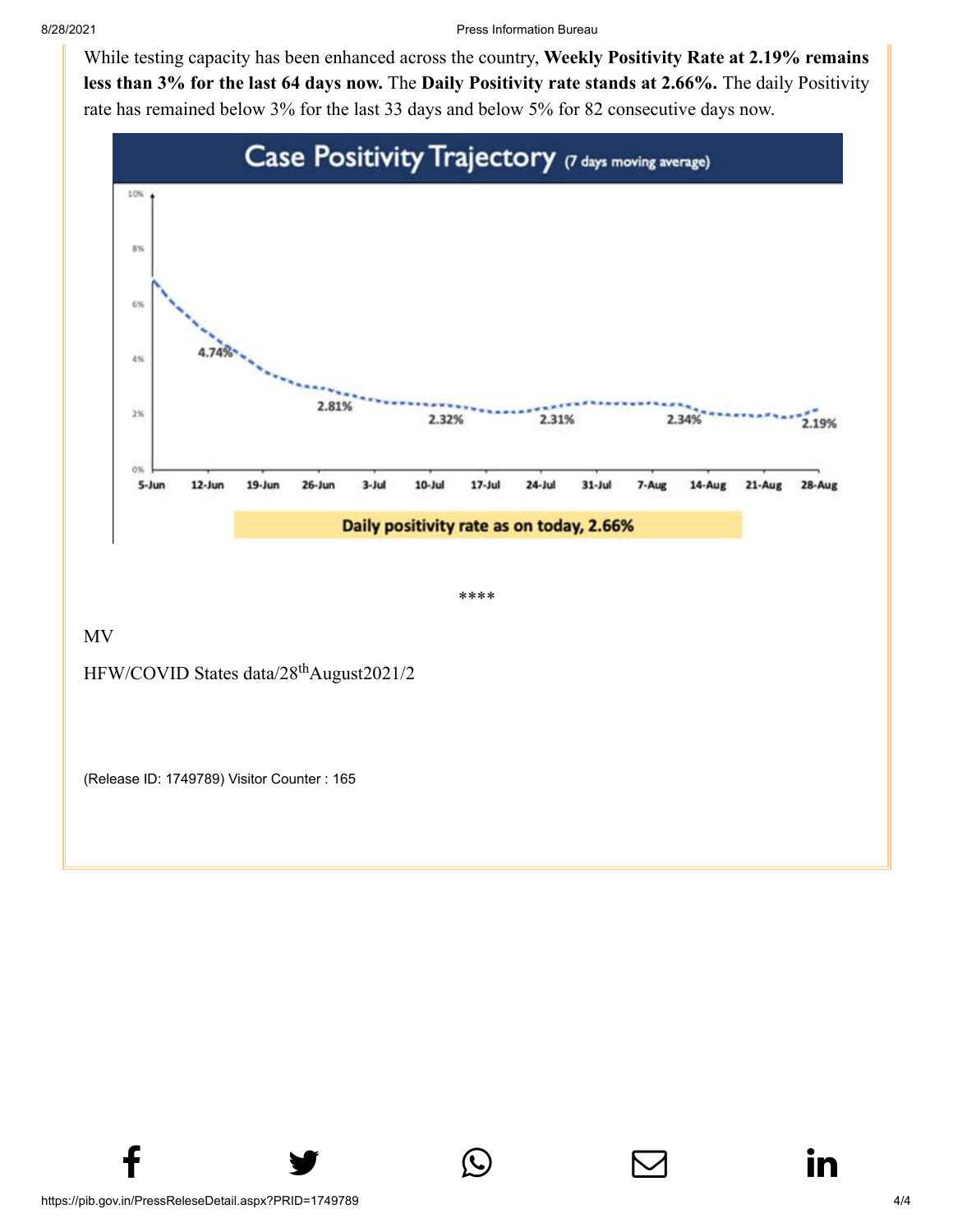While testing capacity has been enhanced across the country, **Weekly Positivity Rate at 2.19% remains less than 3% for the last 64 days now.** The **Daily Positivity rate stands at 2.66%.** The daily Positivity rate has remained below 3% for the last 33 days and below 5% for 82 consecutive days now.

Case Positivity Trajectory (7 days moving average)

10%
8%
6%
4%
2%
0%

4.74%
2.81%
2.32%
2.31%
2.34%
2.19%

5-Jun 12-Jun 19-Jun 26-Jun 3-Jul 10-Jul 17-Jul 24-Jul 31-Jul 7-Aug 14-Aug 21-Aug 28-Aug

Daily positivity rate as on today, 2.66%

****

MV

HFW/COVID States data/28[th]August2021/2

(Release ID: 1749789) Visitor Counter : 165